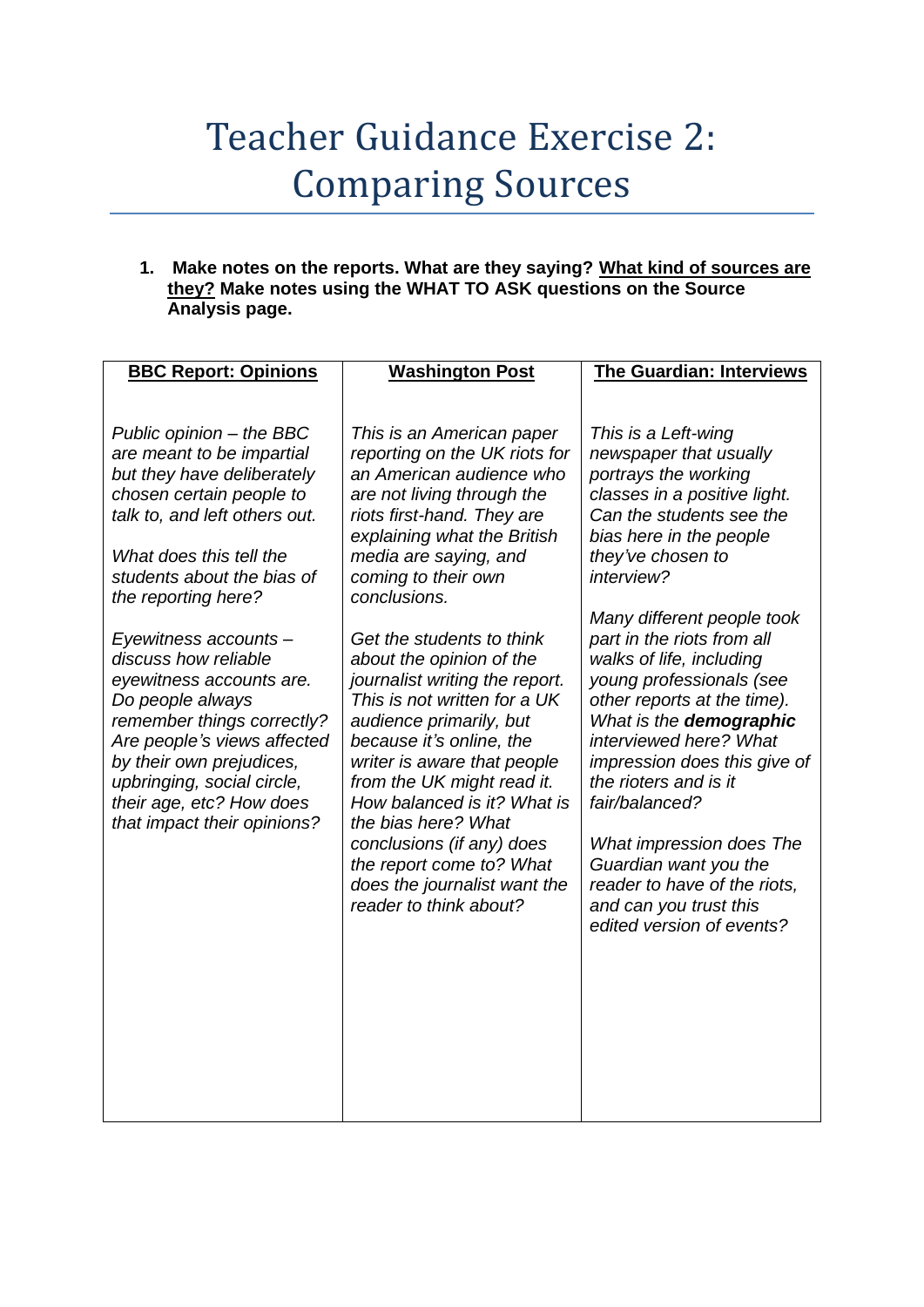# Teacher Guidance Exercise 2: Comparing Sources

1. **Make notes on the reports. What are they saying? <u>What kind of sources are they?</u> Make notes using the WHAT TO ASK questions on the Source Analysis page.**

| <u>**BBC Report: Opinions**</u> | <u>**Washington Post**</u> | <u>**The Guardian: Interviews**</u> |
|---|---|---|
| *Public opinion – the BBC are meant to be impartial but they have deliberately chosen certain people to talk to, and left others out.*<br><br>*What does this tell the students about the bias of the reporting here?*<br><br>*Eyewitness accounts – discuss how reliable eyewitness accounts are. Do people always remember things correctly? Are people's views affected by their own prejudices, upbringing, social circle, their age, etc? How does that impact their opinions?* | *This is an American paper reporting on the UK riots for an American audience who are not living through the riots first-hand. They are explaining what the British media are saying, and coming to their own conclusions.*<br><br>*Get the students to think about the opinion of the journalist writing the report. This is not written for a UK audience primarily, but because it's online, the writer is aware that people from the UK might read it. How balanced is it? What is the bias here? What conclusions (if any) does the report come to? What does the journalist want the reader to think about?* | *This is a Left-wing newspaper that usually portrays the working classes in a positive light. Can the students see the bias here in the people they've chosen to interview?*<br><br>*Many different people took part in the riots from all walks of life, including young professionals (see other reports at the time). What is the **demographic** interviewed here? What impression does this give of the rioters and is it fair/balanced?*<br><br>*What impression does The Guardian want you the reader to have of the riots, and can you trust this edited version of events?* |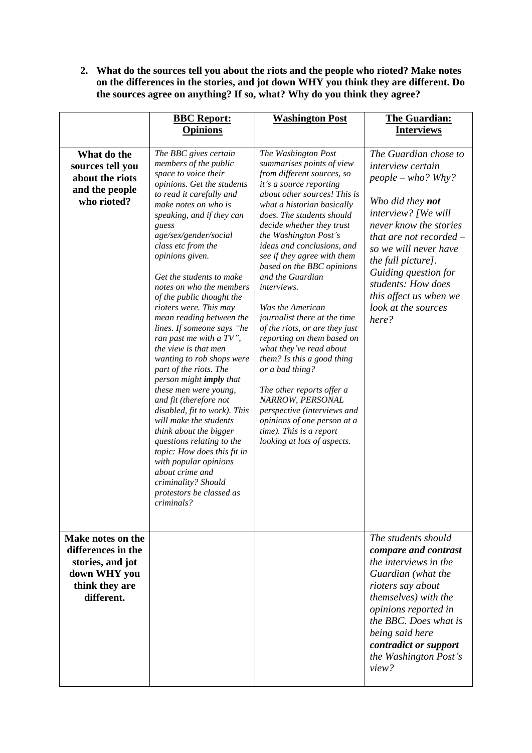**2. What do the sources tell you about the riots and the people who rioted? Make notes on the differences in the stories, and jot down WHY you think they are different. Do the sources agree on anything? If so, what? Why do you think they agree?**

| | **BBC Report: Opinions** | **Washington Post** | **The Guardian: Interviews** |
|---|---|---|---|
| **What do the sources tell you about the riots and the people who rioted?** | *The BBC gives certain members of the public space to voice their opinions. Get the students to read it carefully and make notes on who is speaking, and if they can guess age/sex/gender/social class etc from the opinions given.*<br><br>*Get the students to make notes on who the members of the public thought the rioters were. This may mean reading between the lines. If someone says "he ran past me with a TV", the view is that men wanting to rob shops were part of the riots. The person might **imply** that these men were young, and fit (therefore not disabled, fit to work). This will make the students think about the bigger questions relating to the topic: How does this fit in with popular opinions about crime and criminality? Should protestors be classed as criminals?* | *The Washington Post summarises points of view from different sources, so it's a source reporting about other sources! This is what a historian basically does. The students should decide whether they trust the Washington Post's ideas and conclusions, and see if they agree with them based on the BBC opinions and the Guardian interviews.*<br><br>*Was the American journalist there at the time of the riots, or are they just reporting on them based on what they've read about them? Is this a good thing or a bad thing?*<br><br>*The other reports offer a NARROW, PERSONAL perspective (interviews and opinions of one person at a time). This is a report looking at lots of aspects.* | *The Guardian chose to interview certain people – who? Why?*<br><br>*Who did they **not** interview? [We will never know the stories that are not recorded – so we will never have the full picture]. Guiding question for students: How does this affect us when we look at the sources here?* |
| **Make notes on the differences in the stories, and jot down WHY you think they are different.** | | | *The students should **compare and contrast** the interviews in the Guardian (what the rioters say about themselves) with the opinions reported in the BBC. Does what is being said here **contradict or support** the Washington Post's view?* |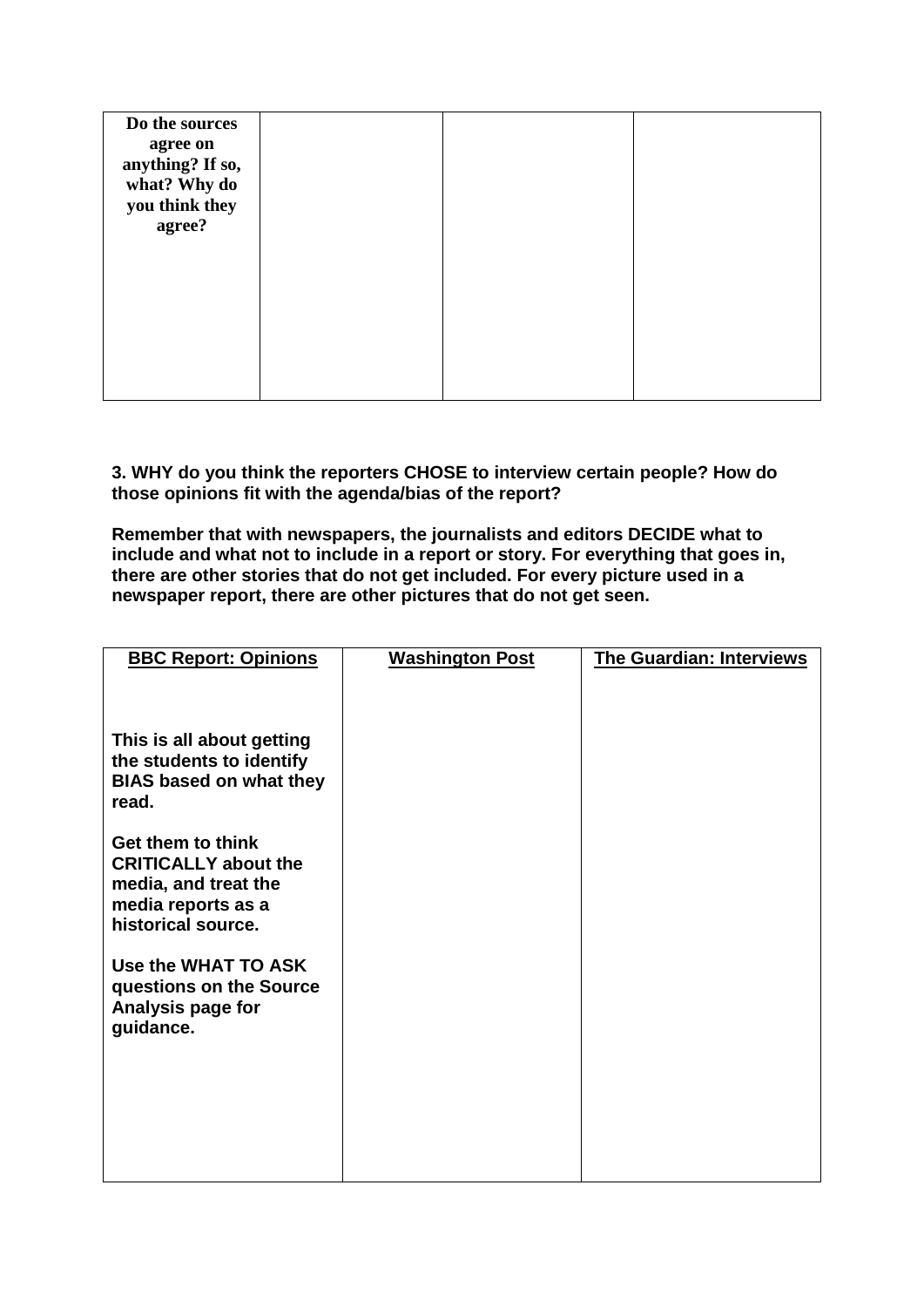| Do the sources agree on anything? If so, what? Why do you think they agree? | | | |
|---|---|---|---|

**3. WHY do you think the reporters CHOSE to interview certain people? How do those opinions fit with the agenda/bias of the report?**

**Remember that with newspapers, the journalists and editors DECIDE what to include and what not to include in a report or story. For everything that goes in, there are other stories that do not get included. For every picture used in a newspaper report, there are other pictures that do not get seen.**

| BBC Report: Opinions | Washington Post | The Guardian: Interviews |
|---|---|---|
| **This is all about getting the students to identify BIAS based on what they read.**<br><br>**Get them to think CRITICALLY about the media, and treat the media reports as a historical source.**<br><br>**Use the WHAT TO ASK questions on the Source Analysis page for guidance.** | | |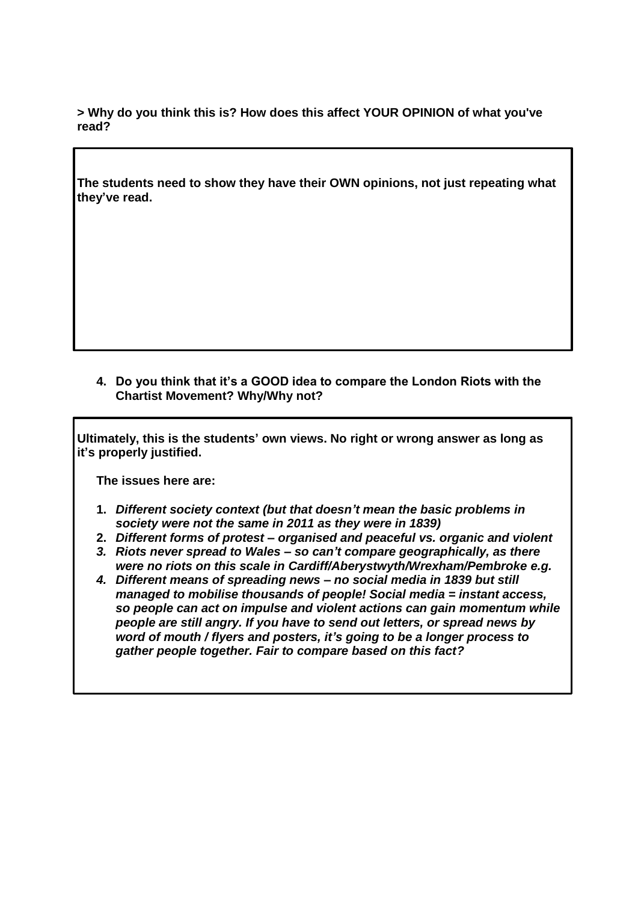**> Why do you think this is? How does this affect YOUR OPINION of what you've read?**

**The students need to show they have their OWN opinions, not just repeating what they've read.**

4. **Do you think that it's a GOOD idea to compare the London Riots with the Chartist Movement? Why/Why not?**

**Ultimately, this is the students' own views. No right or wrong answer as long as it's properly justified.**

**The issues here are:**

1. ***Different society context (but that doesn't mean the basic problems in society were not the same in 2011 as they were in 1839)***
2. ***Different forms of protest – organised and peaceful vs. organic and violent***
3. ***Riots never spread to Wales – so can't compare geographically, as there were no riots on this scale in Cardiff/Aberystwyth/Wrexham/Pembroke e.g.***
4. ***Different means of spreading news – no social media in 1839 but still managed to mobilise thousands of people! Social media = instant access, so people can act on impulse and violent actions can gain momentum while people are still angry. If you have to send out letters, or spread news by word of mouth / flyers and posters, it's going to be a longer process to gather people together. Fair to compare based on this fact?***